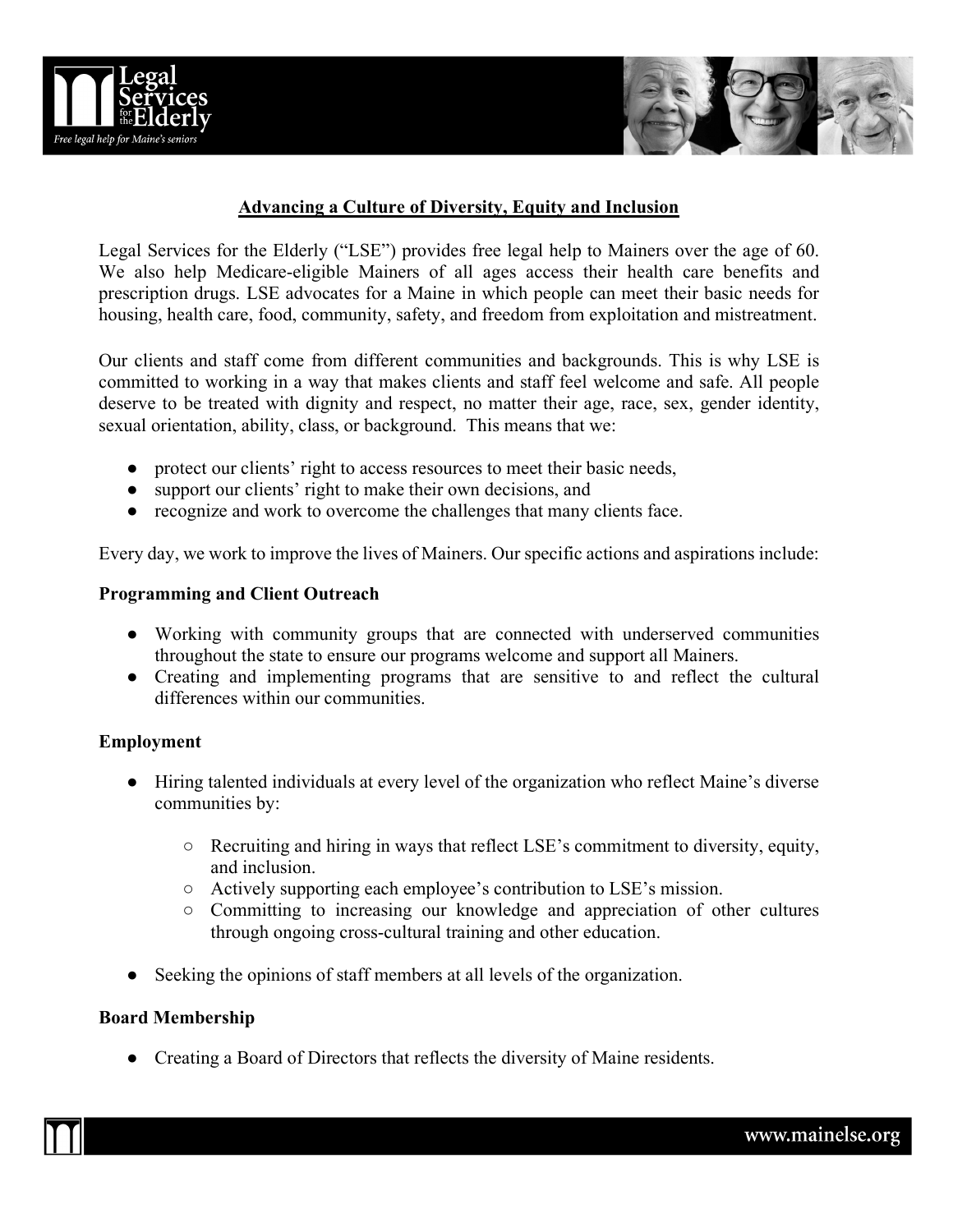## Advancing a Culture of Diversity, Equity and Inclusion

Legal Services for the Elderly ("LSE") provides free legal help to Mainers over the age of 60. We also help Medicare-eligible Mainers of all ages access their health care benefits and prescription drugs. LSE advocates for a Maine in which people can meet their basic needs for housing, health care, food, community, safety, and freedom from exploitation and mistreatment.

Our clients and staff come from different communities and backgrounds. This is why LSE is committed to working in a way that makes clients and staff feel welcome and safe. All people deserve to be treated with dignity and respect, no matter their age, race, sex, gender identity, sexual orientation, ability, class, or background. This means that we:

- protect our clients' right to access resources to meet their basic needs,
- support our clients' right to make their own decisions, and
- recognize and work to overcome the challenges that many clients face.

Every day, we work to improve the lives of Mainers. Our specific actions and aspirations include:

**Programming and Client Outreach**

- Working with community groups that are connected with underserved communities throughout the state to ensure our programs welcome and support all Mainers.
- Creating and implementing programs that are sensitive to and reflect the cultural differences within our communities.

**Employment**

- Hiring talented individuals at every level of the organization who reflect Maine's diverse communities by:
  - Recruiting and hiring in ways that reflect LSE's commitment to diversity, equity, and inclusion.
  - Actively supporting each employee's contribution to LSE's mission.
  - Committing to increasing our knowledge and appreciation of other cultures through ongoing cross-cultural training and other education.
- Seeking the opinions of staff members at all levels of the organization.

**Board Membership**

- Creating a Board of Directors that reflects the diversity of Maine residents.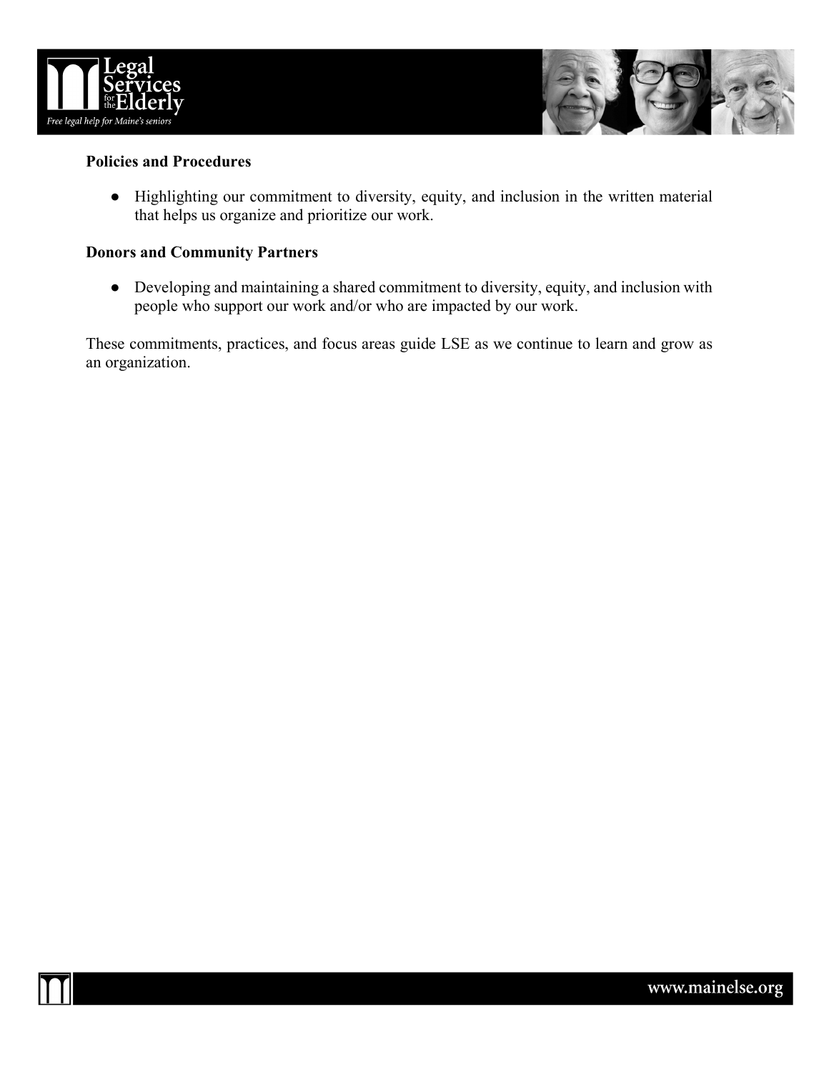**Policies and Procedures**

- Highlighting our commitment to diversity, equity, and inclusion in the written material that helps us organize and prioritize our work.

**Donors and Community Partners**

- Developing and maintaining a shared commitment to diversity, equity, and inclusion with people who support our work and/or who are impacted by our work.

These commitments, practices, and focus areas guide LSE as we continue to learn and grow as an organization.